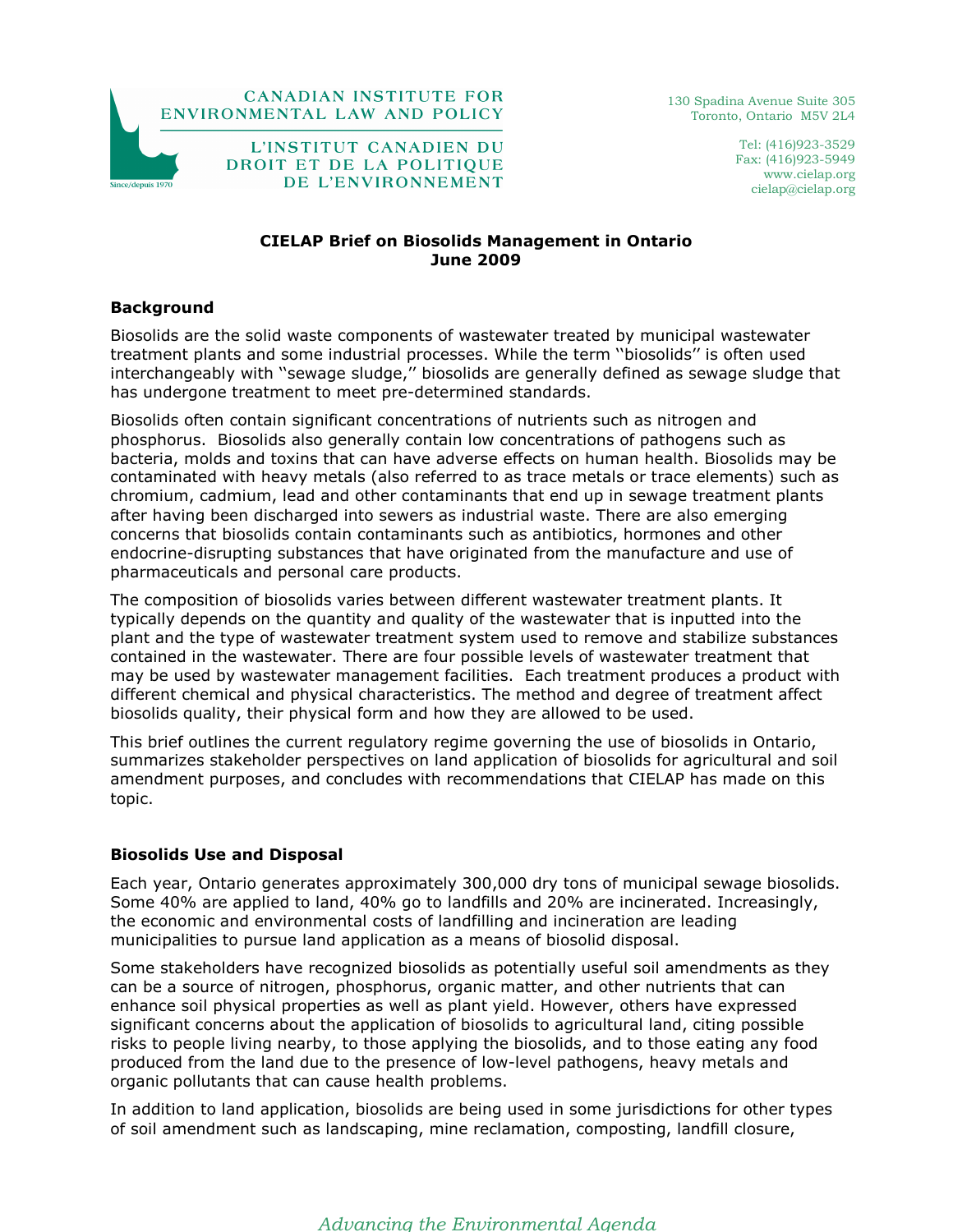CANADIAN INSTITUTE FOR ENVIRONMENTAL LAW AND POLICY

L'INSTITUT CANADIEN DU DROIT ET DE LA POLITIQUE DE L'ENVIRONNEMENT

Since/depuis 1970

130 Spadina Avenue Suite 305
Toronto, Ontario M5V 2L4

Tel: (416)923-3529
Fax: (416)923-5949
www.cielap.org
cielap@cielap.org

# CIELAP Brief on Biosolids Management in Ontario
**June 2009**

## Background

Biosolids are the solid waste components of wastewater treated by municipal wastewater treatment plants and some industrial processes. While the term ''biosolids'' is often used interchangeably with ''sewage sludge,'' biosolids are generally defined as sewage sludge that has undergone treatment to meet pre-determined standards.

Biosolids often contain significant concentrations of nutrients such as nitrogen and phosphorus. Biosolids also generally contain low concentrations of pathogens such as bacteria, molds and toxins that can have adverse effects on human health. Biosolids may be contaminated with heavy metals (also referred to as trace metals or trace elements) such as chromium, cadmium, lead and other contaminants that end up in sewage treatment plants after having been discharged into sewers as industrial waste. There are also emerging concerns that biosolids contain contaminants such as antibiotics, hormones and other endocrine-disrupting substances that have originated from the manufacture and use of pharmaceuticals and personal care products.

The composition of biosolids varies between different wastewater treatment plants. It typically depends on the quantity and quality of the wastewater that is inputted into the plant and the type of wastewater treatment system used to remove and stabilize substances contained in the wastewater. There are four possible levels of wastewater treatment that may be used by wastewater management facilities. Each treatment produces a product with different chemical and physical characteristics. The method and degree of treatment affect biosolids quality, their physical form and how they are allowed to be used.

This brief outlines the current regulatory regime governing the use of biosolids in Ontario, summarizes stakeholder perspectives on land application of biosolids for agricultural and soil amendment purposes, and concludes with recommendations that CIELAP has made on this topic.

## Biosolids Use and Disposal

Each year, Ontario generates approximately 300,000 dry tons of municipal sewage biosolids. Some 40% are applied to land, 40% go to landfills and 20% are incinerated. Increasingly, the economic and environmental costs of landfilling and incineration are leading municipalities to pursue land application as a means of biosolid disposal.

Some stakeholders have recognized biosolids as potentially useful soil amendments as they can be a source of nitrogen, phosphorus, organic matter, and other nutrients that can enhance soil physical properties as well as plant yield. However, others have expressed significant concerns about the application of biosolids to agricultural land, citing possible risks to people living nearby, to those applying the biosolids, and to those eating any food produced from the land due to the presence of low-level pathogens, heavy metals and organic pollutants that can cause health problems.

In addition to land application, biosolids are being used in some jurisdictions for other types of soil amendment such as landscaping, mine reclamation, composting, landfill closure,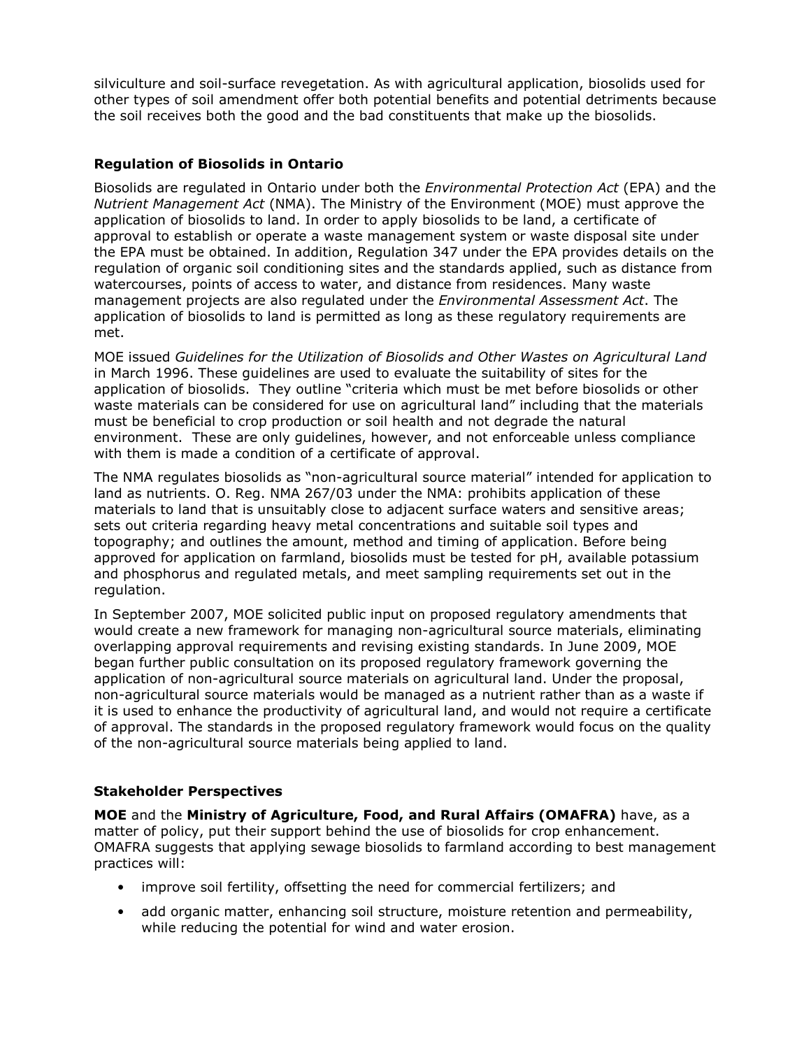silviculture and soil-surface revegetation. As with agricultural application, biosolids used for other types of soil amendment offer both potential benefits and potential detriments because the soil receives both the good and the bad constituents that make up the biosolids.

### Regulation of Biosolids in Ontario

Biosolids are regulated in Ontario under both the *Environmental Protection Act* (EPA) and the *Nutrient Management Act* (NMA). The Ministry of the Environment (MOE) must approve the application of biosolids to land. In order to apply biosolids to be land, a certificate of approval to establish or operate a waste management system or waste disposal site under the EPA must be obtained. In addition, Regulation 347 under the EPA provides details on the regulation of organic soil conditioning sites and the standards applied, such as distance from watercourses, points of access to water, and distance from residences. Many waste management projects are also regulated under the *Environmental Assessment Act*. The application of biosolids to land is permitted as long as these regulatory requirements are met.

MOE issued *Guidelines for the Utilization of Biosolids and Other Wastes on Agricultural Land* in March 1996. These guidelines are used to evaluate the suitability of sites for the application of biosolids. They outline "criteria which must be met before biosolids or other waste materials can be considered for use on agricultural land" including that the materials must be beneficial to crop production or soil health and not degrade the natural environment. These are only guidelines, however, and not enforceable unless compliance with them is made a condition of a certificate of approval.

The NMA regulates biosolids as "non-agricultural source material" intended for application to land as nutrients. O. Reg. NMA 267/03 under the NMA: prohibits application of these materials to land that is unsuitably close to adjacent surface waters and sensitive areas; sets out criteria regarding heavy metal concentrations and suitable soil types and topography; and outlines the amount, method and timing of application. Before being approved for application on farmland, biosolids must be tested for pH, available potassium and phosphorus and regulated metals, and meet sampling requirements set out in the regulation.

In September 2007, MOE solicited public input on proposed regulatory amendments that would create a new framework for managing non-agricultural source materials, eliminating overlapping approval requirements and revising existing standards. In June 2009, MOE began further public consultation on its proposed regulatory framework governing the application of non-agricultural source materials on agricultural land. Under the proposal, non-agricultural source materials would be managed as a nutrient rather than as a waste if it is used to enhance the productivity of agricultural land, and would not require a certificate of approval. The standards in the proposed regulatory framework would focus on the quality of the non-agricultural source materials being applied to land.

### Stakeholder Perspectives

**MOE** and the **Ministry of Agriculture, Food, and Rural Affairs (OMAFRA)** have, as a matter of policy, put their support behind the use of biosolids for crop enhancement. OMAFRA suggests that applying sewage biosolids to farmland according to best management practices will:

- improve soil fertility, offsetting the need for commercial fertilizers; and
- add organic matter, enhancing soil structure, moisture retention and permeability, while reducing the potential for wind and water erosion.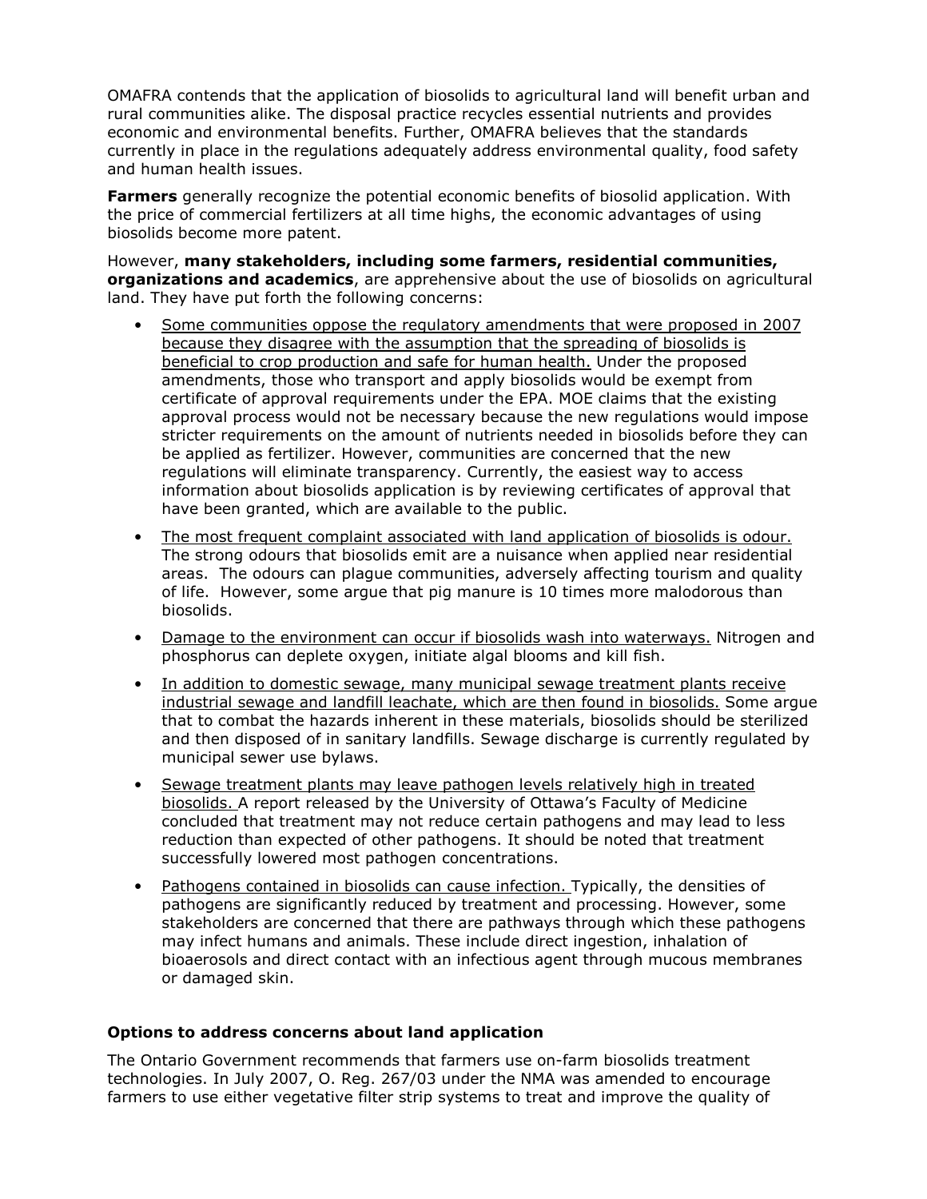OMAFRA contends that the application of biosolids to agricultural land will benefit urban and rural communities alike. The disposal practice recycles essential nutrients and provides economic and environmental benefits. Further, OMAFRA believes that the standards currently in place in the regulations adequately address environmental quality, food safety and human health issues.

**Farmers** generally recognize the potential economic benefits of biosolid application. With the price of commercial fertilizers at all time highs, the economic advantages of using biosolids become more patent.

However, **many stakeholders, including some farmers, residential communities, organizations and academics**, are apprehensive about the use of biosolids on agricultural land. They have put forth the following concerns:

- <u>Some communities oppose the regulatory amendments that were proposed in 2007 because they disagree with the assumption that the spreading of biosolids is beneficial to crop production and safe for human health.</u> Under the proposed amendments, those who transport and apply biosolids would be exempt from certificate of approval requirements under the EPA. MOE claims that the existing approval process would not be necessary because the new regulations would impose stricter requirements on the amount of nutrients needed in biosolids before they can be applied as fertilizer. However, communities are concerned that the new regulations will eliminate transparency. Currently, the easiest way to access information about biosolids application is by reviewing certificates of approval that have been granted, which are available to the public.
- <u>The most frequent complaint associated with land application of biosolids is odour.</u> The strong odours that biosolids emit are a nuisance when applied near residential areas. The odours can plague communities, adversely affecting tourism and quality of life. However, some argue that pig manure is 10 times more malodorous than biosolids.
- <u>Damage to the environment can occur if biosolids wash into waterways.</u> Nitrogen and phosphorus can deplete oxygen, initiate algal blooms and kill fish.
- <u>In addition to domestic sewage, many municipal sewage treatment plants receive industrial sewage and landfill leachate, which are then found in biosolids.</u> Some argue that to combat the hazards inherent in these materials, biosolids should be sterilized and then disposed of in sanitary landfills. Sewage discharge is currently regulated by municipal sewer use bylaws.
- <u>Sewage treatment plants may leave pathogen levels relatively high in treated biosolids.</u> A report released by the University of Ottawa's Faculty of Medicine concluded that treatment may not reduce certain pathogens and may lead to less reduction than expected of other pathogens. It should be noted that treatment successfully lowered most pathogen concentrations.
- <u>Pathogens contained in biosolids can cause infection.</u> Typically, the densities of pathogens are significantly reduced by treatment and processing. However, some stakeholders are concerned that there are pathways through which these pathogens may infect humans and animals. These include direct ingestion, inhalation of bioaerosols and direct contact with an infectious agent through mucous membranes or damaged skin.

**Options to address concerns about land application**

The Ontario Government recommends that farmers use on-farm biosolids treatment technologies. In July 2007, O. Reg. 267/03 under the NMA was amended to encourage farmers to use either vegetative filter strip systems to treat and improve the quality of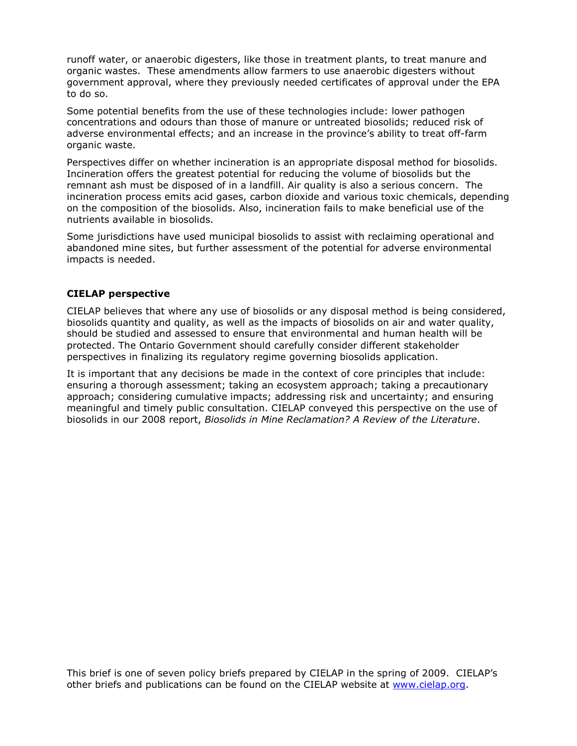runoff water, or anaerobic digesters, like those in treatment plants, to treat manure and organic wastes. These amendments allow farmers to use anaerobic digesters without government approval, where they previously needed certificates of approval under the EPA to do so.

Some potential benefits from the use of these technologies include: lower pathogen concentrations and odours than those of manure or untreated biosolids; reduced risk of adverse environmental effects; and an increase in the province's ability to treat off-farm organic waste.

Perspectives differ on whether incineration is an appropriate disposal method for biosolids. Incineration offers the greatest potential for reducing the volume of biosolids but the remnant ash must be disposed of in a landfill. Air quality is also a serious concern. The incineration process emits acid gases, carbon dioxide and various toxic chemicals, depending on the composition of the biosolids. Also, incineration fails to make beneficial use of the nutrients available in biosolids.

Some jurisdictions have used municipal biosolids to assist with reclaiming operational and abandoned mine sites, but further assessment of the potential for adverse environmental impacts is needed.

**CIELAP perspective**

CIELAP believes that where any use of biosolids or any disposal method is being considered, biosolids quantity and quality, as well as the impacts of biosolids on air and water quality, should be studied and assessed to ensure that environmental and human health will be protected. The Ontario Government should carefully consider different stakeholder perspectives in finalizing its regulatory regime governing biosolids application.

It is important that any decisions be made in the context of core principles that include: ensuring a thorough assessment; taking an ecosystem approach; taking a precautionary approach; considering cumulative impacts; addressing risk and uncertainty; and ensuring meaningful and timely public consultation. CIELAP conveyed this perspective on the use of biosolids in our 2008 report, *Biosolids in Mine Reclamation? A Review of the Literature*.

This brief is one of seven policy briefs prepared by CIELAP in the spring of 2009. CIELAP's other briefs and publications can be found on the CIELAP website at www.cielap.org.